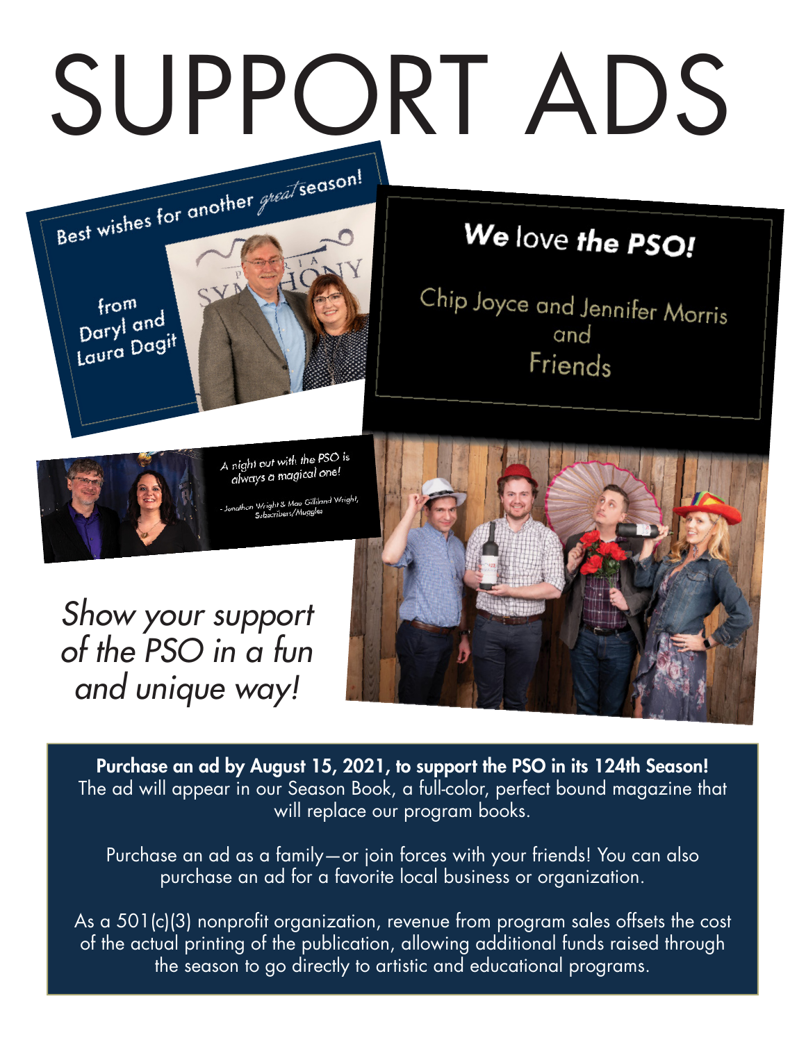# SUPPORT ADS

Best wishes for another *great* season!

from Daryl and Laura Dagit

**We** love **the PSO!**

Chip Joyce and Jennifer Morris and Friends

*A night out with the PSO is always a magical one!*

*-Jonathan Wright & Mae Gilliland Wright, Subscribers/Muggles*

*Show your support of the PSO in a fun and unique way!*

**Purchase an ad by August 15, 2021, to support the PSO in its 124th Season!** The ad will appear in our Season Book, a full-color, perfect bound magazine that will replace our program books.

Purchase an ad as a family—or join forces with your friends! You can also purchase an ad for a favorite local business or organization.

As a 501(c)(3) nonprofit organization, revenue from program sales offsets the cost of the actual printing of the publication, allowing additional funds raised through the season to go directly to artistic and educational programs.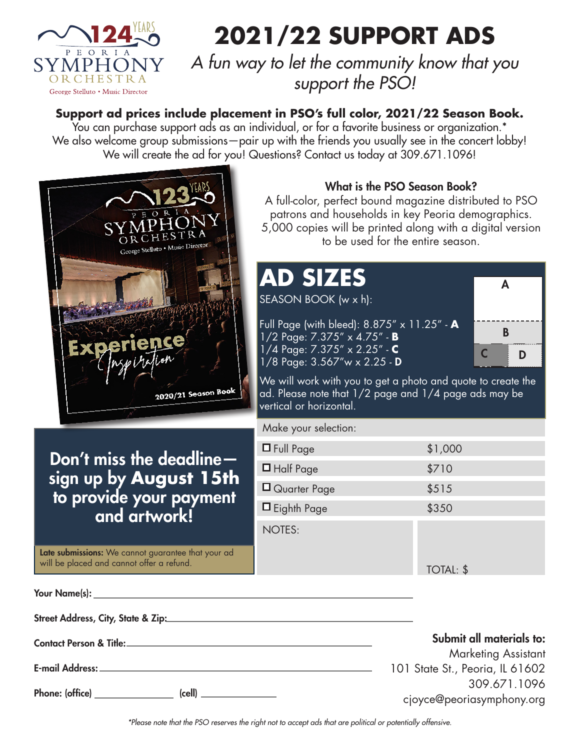# 2021/22 SUPPORT ADS

*A fun way to let the community know that you support the PSO!*

**Support ad prices include placement in PSO's full color, 2021/22 Season Book.**
You can purchase support ads as an individual, or for a favorite business or organization.*
We also welcome group submissions—pair up with the friends you usually see in the concert lobby!
We will create the ad for you! Questions? Contact us today at 309.671.1096!

### What is the PSO Season Book?

A full-color, perfect bound magazine distributed to PSO patrons and households in key Peoria demographics. 5,000 copies will be printed along with a digital version to be used for the entire season.

## AD SIZES

SEASON BOOK (w x h):

Full Page (with bleed): 8.875" x 11.25" - **A**
1/2 Page: 7.375" x 4.75" - **B**
1/4 Page: 7.375" x 2.25" - **C**
1/8 Page: 3.567"w x 2.25 - **D**

We will work with you to get a photo and quote to create the ad. Please note that 1/2 page and 1/4 page ads may be vertical or horizontal.

Make your selection:

| | |
|---|---|
| ☐ Full Page | $1,000 |
| ☐ Half Page | $710 |
| ☐ Quarter Page | $515 |
| ☐ Eighth Page | $350 |

NOTES:

TOTAL: $

**Don't miss the deadline—sign up by August 15th to provide your payment and artwork!**

**Late submissions:** We cannot guarantee that your ad will be placed and cannot offer a refund.

**Your Name(s):** ______________________

**Street Address, City, State & Zip:** ______________________

**Contact Person & Title:** ______________________

**E-mail Address:** ______________________

**Phone: (office)** ____________ **(cell)** ____________

**Submit all materials to:**
Marketing Assistant
101 State St., Peoria, IL 61602
309.671.1096
cjoyce@peoriasymphony.org

*\*Please note that the PSO reserves the right not to accept ads that are political or potentially offensive.*